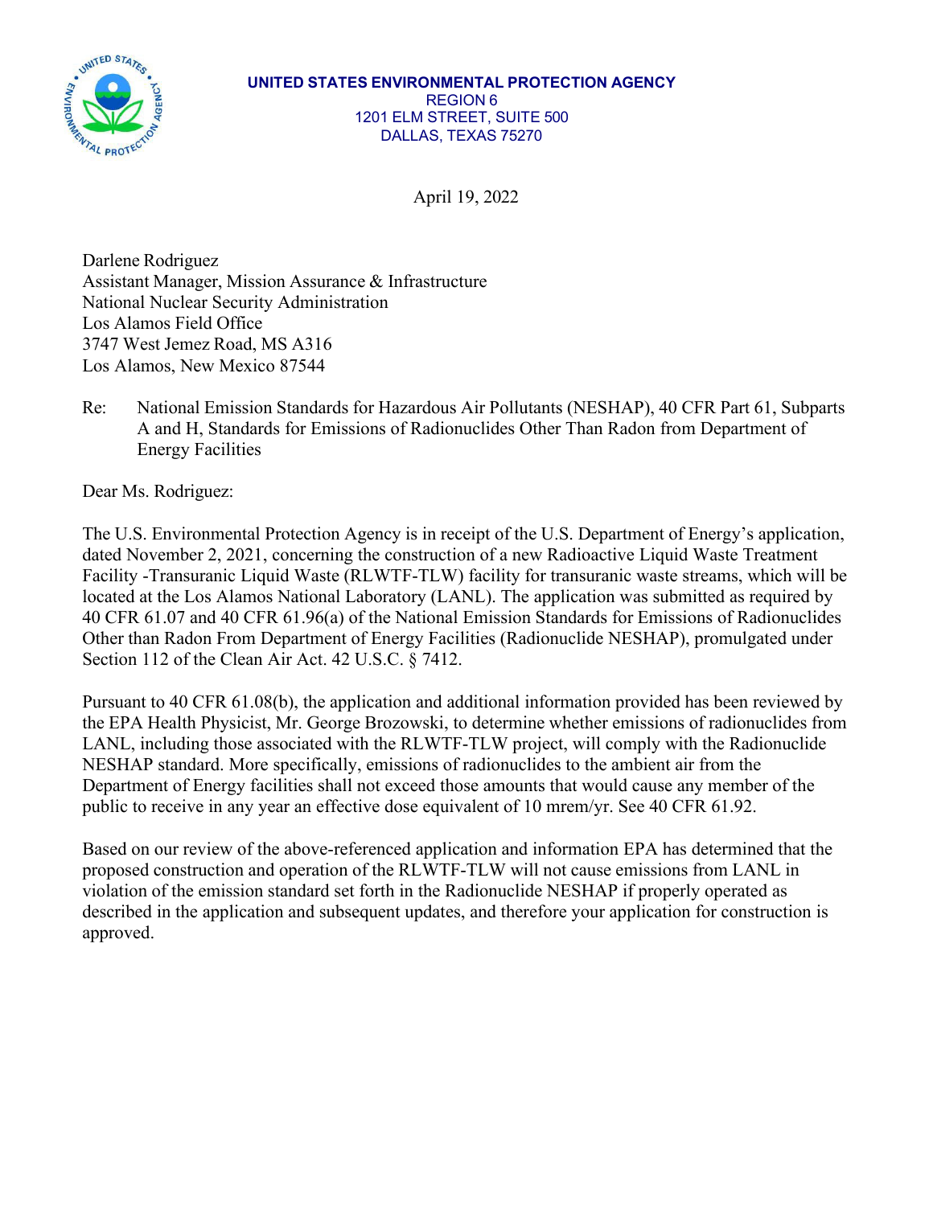**UNITED STATES ENVIRONMENTAL PROTECTION AGENCY**
REGION 6
1201 ELM STREET, SUITE 500
DALLAS, TEXAS 75270

April 19, 2022

Darlene Rodriguez
Assistant Manager, Mission Assurance & Infrastructure
National Nuclear Security Administration
Los Alamos Field Office
3747 West Jemez Road, MS A316
Los Alamos, New Mexico 87544

Re: National Emission Standards for Hazardous Air Pollutants (NESHAP), 40 CFR Part 61, Subparts A and H, Standards for Emissions of Radionuclides Other Than Radon from Department of Energy Facilities

Dear Ms. Rodriguez:

The U.S. Environmental Protection Agency is in receipt of the U.S. Department of Energy's application, dated November 2, 2021, concerning the construction of a new Radioactive Liquid Waste Treatment Facility -Transuranic Liquid Waste (RLWTF-TLW) facility for transuranic waste streams, which will be located at the Los Alamos National Laboratory (LANL). The application was submitted as required by 40 CFR 61.07 and 40 CFR 61.96(a) of the National Emission Standards for Emissions of Radionuclides Other than Radon From Department of Energy Facilities (Radionuclide NESHAP), promulgated under Section 112 of the Clean Air Act. 42 U.S.C. § 7412.

Pursuant to 40 CFR 61.08(b), the application and additional information provided has been reviewed by the EPA Health Physicist, Mr. George Brozowski, to determine whether emissions of radionuclides from LANL, including those associated with the RLWTF-TLW project, will comply with the Radionuclide NESHAP standard. More specifically, emissions of radionuclides to the ambient air from the Department of Energy facilities shall not exceed those amounts that would cause any member of the public to receive in any year an effective dose equivalent of 10 mrem/yr. See 40 CFR 61.92.

Based on our review of the above-referenced application and information EPA has determined that the proposed construction and operation of the RLWTF-TLW will not cause emissions from LANL in violation of the emission standard set forth in the Radionuclide NESHAP if properly operated as described in the application and subsequent updates, and therefore your application for construction is approved.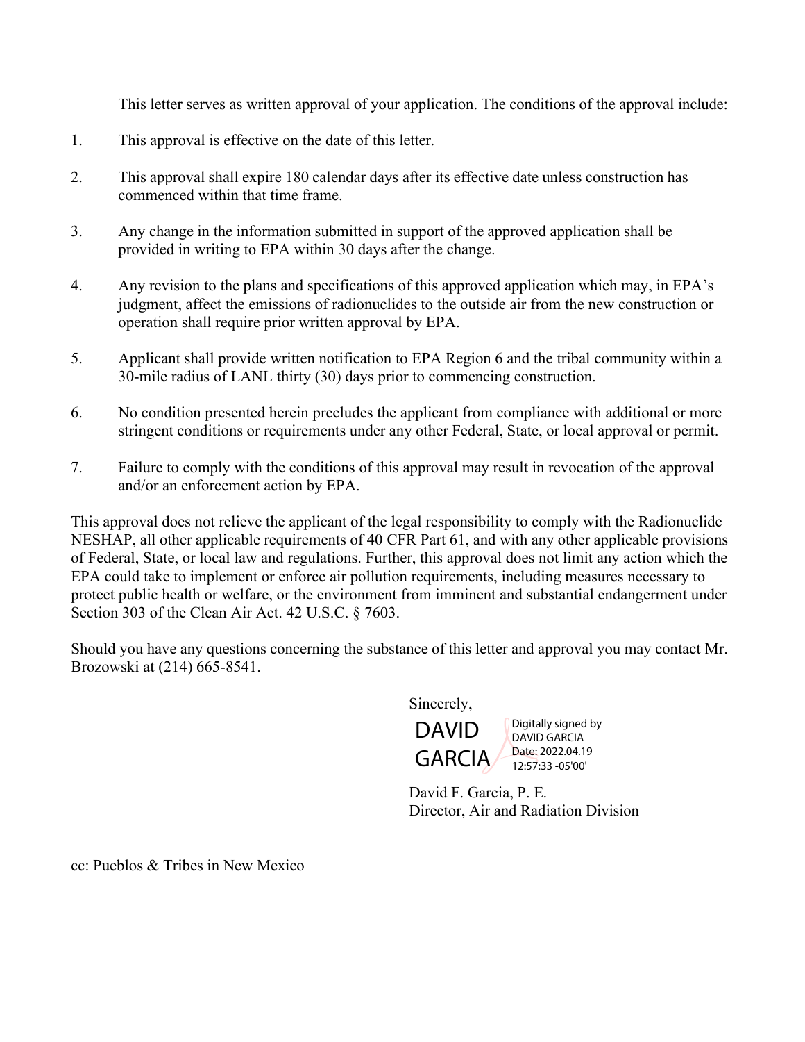This letter serves as written approval of your application. The conditions of the approval include:

1. This approval is effective on the date of this letter.

2. This approval shall expire 180 calendar days after its effective date unless construction has commenced within that time frame.

3. Any change in the information submitted in support of the approved application shall be provided in writing to EPA within 30 days after the change.

4. Any revision to the plans and specifications of this approved application which may, in EPA's judgment, affect the emissions of radionuclides to the outside air from the new construction or operation shall require prior written approval by EPA.

5. Applicant shall provide written notification to EPA Region 6 and the tribal community within a 30-mile radius of LANL thirty (30) days prior to commencing construction.

6. No condition presented herein precludes the applicant from compliance with additional or more stringent conditions or requirements under any other Federal, State, or local approval or permit.

7. Failure to comply with the conditions of this approval may result in revocation of the approval and/or an enforcement action by EPA.

This approval does not relieve the applicant of the legal responsibility to comply with the Radionuclide NESHAP, all other applicable requirements of 40 CFR Part 61, and with any other applicable provisions of Federal, State, or local law and regulations. Further, this approval does not limit any action which the EPA could take to implement or enforce air pollution requirements, including measures necessary to protect public health or welfare, or the environment from imminent and substantial endangerment under Section 303 of the Clean Air Act. 42 U.S.C. § 7603.

Should you have any questions concerning the substance of this letter and approval you may contact Mr. Brozowski at (214) 665-8541.

Sincerely,

DAVID GARCIA

Digitally signed by DAVID GARCIA
Date: 2022.04.19 12:57:33 -05'00'

David F. Garcia, P. E.
Director, Air and Radiation Division

cc: Pueblos & Tribes in New Mexico